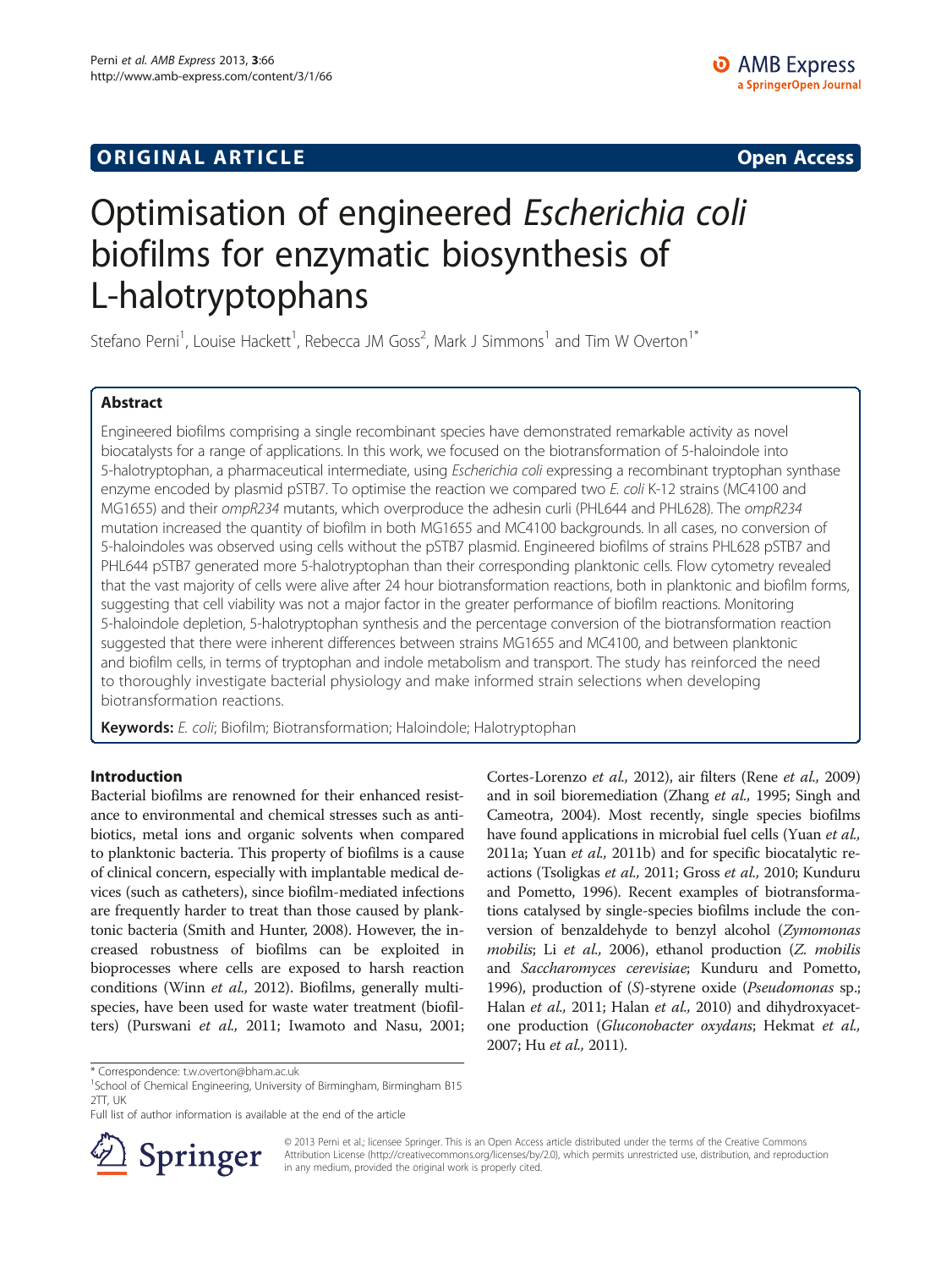ORIGINAL ARTICLE Open Access

# Optimisation of engineered *Escherichia coli* biofilms for enzymatic biosynthesis of L-halotryptophans

Stefano Perni[1], Louise Hackett[1], Rebecca JM Goss[2], Mark J Simmons[1] and Tim W Overton[1*]

## Abstract

Engineered biofilms comprising a single recombinant species have demonstrated remarkable activity as novel biocatalysts for a range of applications. In this work, we focused on the biotransformation of 5-haloindole into 5-halotryptophan, a pharmaceutical intermediate, using *Escherichia coli* expressing a recombinant tryptophan synthase enzyme encoded by plasmid pSTB7. To optimise the reaction we compared two *E. coli* K-12 strains (MC4100 and MG1655) and their *ompR234* mutants, which overproduce the adhesin curli (PHL644 and PHL628). The *ompR234* mutation increased the quantity of biofilm in both MG1655 and MC4100 backgrounds. In all cases, no conversion of 5-haloindoles was observed using cells without the pSTB7 plasmid. Engineered biofilms of strains PHL628 pSTB7 and PHL644 pSTB7 generated more 5-halotryptophan than their corresponding planktonic cells. Flow cytometry revealed that the vast majority of cells were alive after 24 hour biotransformation reactions, both in planktonic and biofilm forms, suggesting that cell viability was not a major factor in the greater performance of biofilm reactions. Monitoring 5-haloindole depletion, 5-halotryptophan synthesis and the percentage conversion of the biotransformation reaction suggested that there were inherent differences between strains MG1655 and MC4100, and between planktonic and biofilm cells, in terms of tryptophan and indole metabolism and transport. The study has reinforced the need to thoroughly investigate bacterial physiology and make informed strain selections when developing biotransformation reactions.

**Keywords:** *E. coli*; Biofilm; Biotransformation; Haloindole; Halotryptophan

## Introduction

Bacterial biofilms are renowned for their enhanced resistance to environmental and chemical stresses such as antibiotics, metal ions and organic solvents when compared to planktonic bacteria. This property of biofilms is a cause of clinical concern, especially with implantable medical devices (such as catheters), since biofilm-mediated infections are frequently harder to treat than those caused by planktonic bacteria (Smith and Hunter, 2008). However, the increased robustness of biofilms can be exploited in bioprocesses where cells are exposed to harsh reaction conditions (Winn *et al.,* 2012). Biofilms, generally multi-species, have been used for waste water treatment (biofilters) (Purswani *et al.,* 2011; Iwamoto and Nasu, 2001; Cortes-Lorenzo *et al.,* 2012), air filters (Rene *et al.,* 2009) and in soil bioremediation (Zhang *et al.,* 1995; Singh and Cameotra, 2004). Most recently, single species biofilms have found applications in microbial fuel cells (Yuan *et al.,* 2011a; Yuan *et al.,* 2011b) and for specific biocatalytic reactions (Tsoligkas *et al.,* 2011; Gross *et al.,* 2010; Kunduru and Pometto, 1996). Recent examples of biotransformations catalysed by single-species biofilms include the conversion of benzaldehyde to benzyl alcohol (*Zymomonas mobilis*; Li *et al.,* 2006), ethanol production (*Z. mobilis* and *Saccharomyces cerevisiae*; Kunduru and Pometto, 1996), production of (*S*)-styrene oxide (*Pseudomonas* sp.; Halan *et al.,* 2011; Halan *et al.,* 2010) and dihydroxyacetone production (*Gluconobacter oxydans*; Hekmat *et al.,* 2007; Hu *et al.,* 2011).

* Correspondence: t.w.overton@bham.ac.uk
[1]School of Chemical Engineering, University of Birmingham, Birmingham B15 2TT, UK
Full list of author information is available at the end of the article

© 2013 Perni et al.; licensee Springer. This is an Open Access article distributed under the terms of the Creative Commons Attribution License (http://creativecommons.org/licenses/by/2.0), which permits unrestricted use, distribution, and reproduction in any medium, provided the original work is properly cited.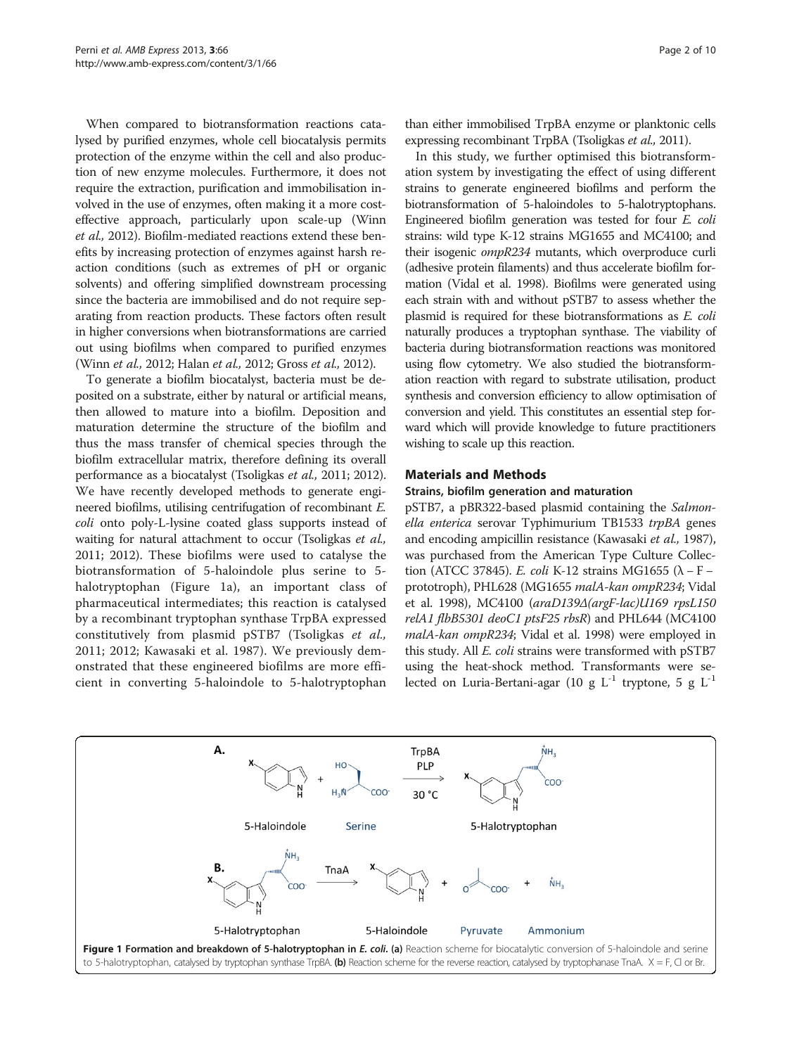When compared to biotransformation reactions catalysed by purified enzymes, whole cell biocatalysis permits protection of the enzyme within the cell and also production of new enzyme molecules. Furthermore, it does not require the extraction, purification and immobilisation involved in the use of enzymes, often making it a more cost-effective approach, particularly upon scale-up (Winn *et al.,* 2012). Biofilm-mediated reactions extend these benefits by increasing protection of enzymes against harsh reaction conditions (such as extremes of pH or organic solvents) and offering simplified downstream processing since the bacteria are immobilised and do not require separating from reaction products. These factors often result in higher conversions when biotransformations are carried out using biofilms when compared to purified enzymes (Winn *et al.,* 2012; Halan *et al.,* 2012; Gross *et al.,* 2012).

To generate a biofilm biocatalyst, bacteria must be deposited on a substrate, either by natural or artificial means, then allowed to mature into a biofilm. Deposition and maturation determine the structure of the biofilm and thus the mass transfer of chemical species through the biofilm extracellular matrix, therefore defining its overall performance as a biocatalyst (Tsoligkas *et al.,* 2011; 2012). We have recently developed methods to generate engineered biofilms, utilising centrifugation of recombinant *E. coli* onto poly-L-lysine coated glass supports instead of waiting for natural attachment to occur (Tsoligkas *et al.,* 2011; 2012). These biofilms were used to catalyse the biotransformation of 5-haloindole plus serine to 5-halotryptophan (Figure 1a), an important class of pharmaceutical intermediates; this reaction is catalysed by a recombinant tryptophan synthase TrpBA expressed constitutively from plasmid pSTB7 (Tsoligkas *et al.,* 2011; 2012; Kawasaki et al. 1987). We previously demonstrated that these engineered biofilms are more efficient in converting 5-haloindole to 5-halotryptophan than either immobilised TrpBA enzyme or planktonic cells expressing recombinant TrpBA (Tsoligkas *et al.,* 2011).

In this study, we further optimised this biotransformation system by investigating the effect of using different strains to generate engineered biofilms and perform the biotransformation of 5-haloindoles to 5-halotryptophans. Engineered biofilm generation was tested for four *E. coli* strains: wild type K-12 strains MG1655 and MC4100; and their isogenic *ompR234* mutants, which overproduce curli (adhesive protein filaments) and thus accelerate biofilm formation (Vidal et al. 1998). Biofilms were generated using each strain with and without pSTB7 to assess whether the plasmid is required for these biotransformations as *E. coli* naturally produces a tryptophan synthase. The viability of bacteria during biotransformation reactions was monitored using flow cytometry. We also studied the biotransformation reaction with regard to substrate utilisation, product synthesis and conversion efficiency to allow optimisation of conversion and yield. This constitutes an essential step forward which will provide knowledge to future practitioners wishing to scale up this reaction.

## Materials and Methods

### Strains, biofilm generation and maturation

pSTB7, a pBR322-based plasmid containing the *Salmonella enterica* serovar Typhimurium TB1533 *trpBA* genes and encoding ampicillin resistance (Kawasaki *et al.,* 1987), was purchased from the American Type Culture Collection (ATCC 37845). *E. coli* K-12 strains MG1655 (λ – F – prototroph), PHL628 (MG1655 *malA-kan ompR234*; Vidal et al. 1998), MC4100 (*araD139Δ(argF-lac)U169 rpsL150 relA1 flbB5301 deoC1 ptsF25 rbsR*) and PHL644 (MC4100 *malA-kan ompR234*; Vidal et al. 1998) were employed in this study. All *E. coli* strains were transformed with pSTB7 using the heat-shock method. Transformants were selected on Luria-Bertani-agar (10 g $L^{-1}$ tryptone, 5 g $L^{-1}$

**Figure 1 Formation and breakdown of 5-halotryptophan in *E. coli*.** **(a)** Reaction scheme for biocatalytic conversion of 5-haloindole and serine to 5-halotryptophan, catalysed by tryptophan synthase TrpBA. **(b)** Reaction scheme for the reverse reaction, catalysed by tryptophanase TnaA. X = F, Cl or Br.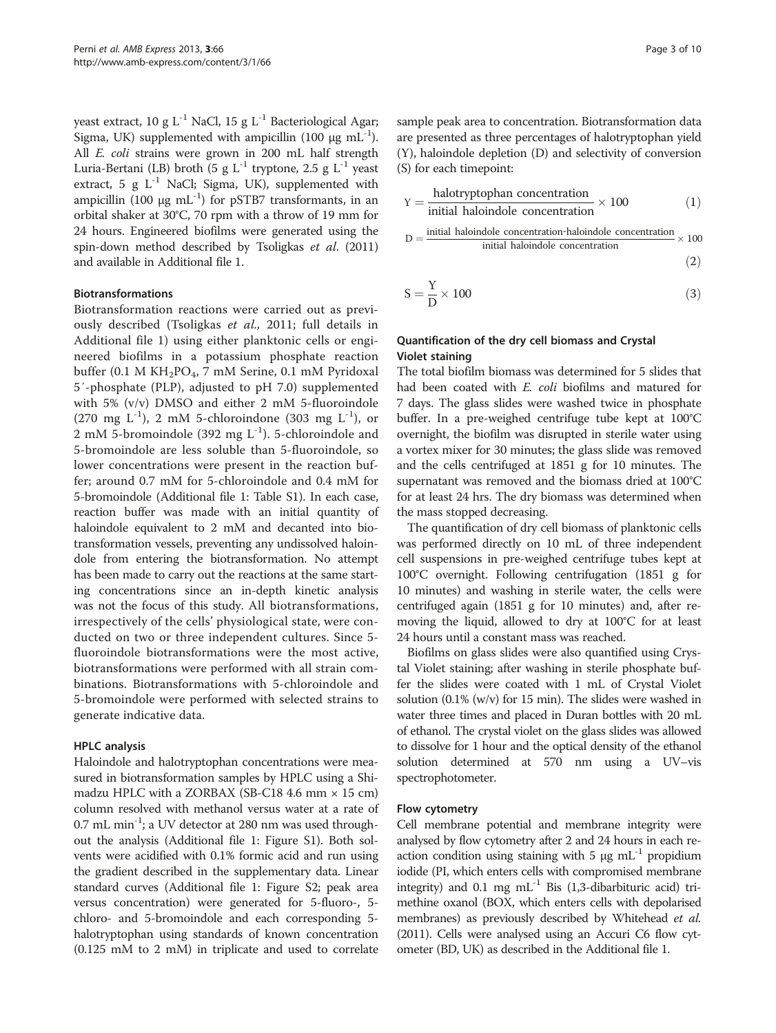yeast extract, 10 g $L^{-1}$ NaCl, 15 g $L^{-1}$ Bacteriological Agar; Sigma, UK) supplemented with ampicillin (100 μg $mL^{-1}$). All *E. coli* strains were grown in 200 mL half strength Luria-Bertani (LB) broth (5 g $L^{-1}$ tryptone, 2.5 g $L^{-1}$ yeast extract, 5 g $L^{-1}$ NaCl; Sigma, UK), supplemented with ampicillin (100 μg $mL^{-1}$) for pSTB7 transformants, in an orbital shaker at 30°C, 70 rpm with a throw of 19 mm for 24 hours. Engineered biofilms were generated using the spin-down method described by Tsoligkas *et al.* (2011) and available in Additional file 1.

### Biotransformations

Biotransformation reactions were carried out as previously described (Tsoligkas *et al.,* 2011; full details in Additional file 1) using either planktonic cells or engineered biofilms in a potassium phosphate reaction buffer (0.1 M $KH_2PO_4$, 7 mM Serine, 0.1 mM Pyridoxal 5′-phosphate (PLP), adjusted to pH 7.0) supplemented with 5% (v/v) DMSO and either 2 mM 5-fluoroindole (270 mg $L^{-1}$), 2 mM 5-chloroindone (303 mg $L^{-1}$), or 2 mM 5-bromoindole (392 mg $L^{-1}$). 5-chloroindole and 5-bromoindole are less soluble than 5-fluoroindole, so lower concentrations were present in the reaction buffer; around 0.7 mM for 5-chloroindole and 0.4 mM for 5-bromoindole (Additional file 1: Table S1). In each case, reaction buffer was made with an initial quantity of haloindole equivalent to 2 mM and decanted into biotransformation vessels, preventing any undissolved haloindole from entering the biotransformation. No attempt has been made to carry out the reactions at the same starting concentrations since an in-depth kinetic analysis was not the focus of this study. All biotransformations, irrespectively of the cells' physiological state, were conducted on two or three independent cultures. Since 5-fluoroindole biotransformations were the most active, biotransformations were performed with all strain combinations. Biotransformations with 5-chloroindole and 5-bromoindole were performed with selected strains to generate indicative data.

### HPLC analysis

Haloindole and halotryptophan concentrations were measured in biotransformation samples by HPLC using a Shimadzu HPLC with a ZORBAX (SB-C18 4.6 mm × 15 cm) column resolved with methanol versus water at a rate of 0.7 mL $min^{-1}$; a UV detector at 280 nm was used throughout the analysis (Additional file 1: Figure S1). Both solvents were acidified with 0.1% formic acid and run using the gradient described in the supplementary data. Linear standard curves (Additional file 1: Figure S2; peak area versus concentration) were generated for 5-fluoro-, 5-chloro- and 5-bromoindole and each corresponding 5-halotryptophan using standards of known concentration (0.125 mM to 2 mM) in triplicate and used to correlate sample peak area to concentration. Biotransformation data are presented as three percentages of halotryptophan yield (Y), haloindole depletion (D) and selectivity of conversion (S) for each timepoint:

$$Y = \frac{\text{halotryptophan concentration}}{\text{initial haloindole concentration}} \times 100 \quad (1)$$

$$D = \frac{\text{initial haloindole concentration-haloindole concentration}}{\text{initial haloindole concentration}} \times 100 \quad (2)$$

$$S = \frac{Y}{D} \times 100 \quad (3)$$

### Quantification of the dry cell biomass and Crystal Violet staining

The total biofilm biomass was determined for 5 slides that had been coated with *E. coli* biofilms and matured for 7 days. The glass slides were washed twice in phosphate buffer. In a pre-weighed centrifuge tube kept at 100°C overnight, the biofilm was disrupted in sterile water using a vortex mixer for 30 minutes; the glass slide was removed and the cells centrifuged at 1851 g for 10 minutes. The supernatant was removed and the biomass dried at 100°C for at least 24 hrs. The dry biomass was determined when the mass stopped decreasing.

The quantification of dry cell biomass of planktonic cells was performed directly on 10 mL of three independent cell suspensions in pre-weighed centrifuge tubes kept at 100°C overnight. Following centrifugation (1851 g for 10 minutes) and washing in sterile water, the cells were centrifuged again (1851 g for 10 minutes) and, after removing the liquid, allowed to dry at 100°C for at least 24 hours until a constant mass was reached.

Biofilms on glass slides were also quantified using Crystal Violet staining; after washing in sterile phosphate buffer the slides were coated with 1 mL of Crystal Violet solution (0.1% (w/v) for 15 min). The slides were washed in water three times and placed in Duran bottles with 20 mL of ethanol. The crystal violet on the glass slides was allowed to dissolve for 1 hour and the optical density of the ethanol solution determined at 570 nm using a UV–vis spectrophotometer.

### Flow cytometry

Cell membrane potential and membrane integrity were analysed by flow cytometry after 2 and 24 hours in each reaction condition using staining with 5 μg $mL^{-1}$ propidium iodide (PI, which enters cells with compromised membrane integrity) and 0.1 mg $mL^{-1}$ Bis (1,3-dibarbituric acid) trimethine oxanol (BOX, which enters cells with depolarised membranes) as previously described by Whitehead *et al.* (2011). Cells were analysed using an Accuri C6 flow cytometer (BD, UK) as described in the Additional file 1.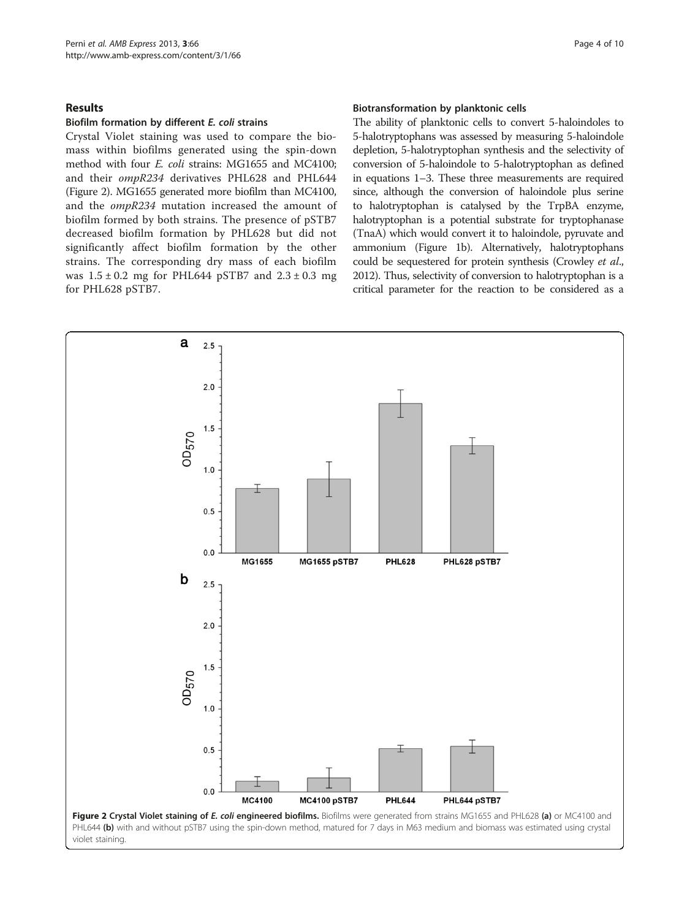## Results

### Biofilm formation by different *E. coli* strains

Crystal Violet staining was used to compare the biomass within biofilms generated using the spin-down method with four *E. coli* strains: MG1655 and MC4100; and their *ompR234* derivatives PHL628 and PHL644 (Figure 2). MG1655 generated more biofilm than MC4100, and the *ompR234* mutation increased the amount of biofilm formed by both strains. The presence of pSTB7 decreased biofilm formation by PHL628 but did not significantly affect biofilm formation by the other strains. The corresponding dry mass of each biofilm was 1.5 ± 0.2 mg for PHL644 pSTB7 and 2.3 ± 0.3 mg for PHL628 pSTB7.

### Biotransformation by planktonic cells

The ability of planktonic cells to convert 5-haloindoles to 5-halotryptophans was assessed by measuring 5-haloindole depletion, 5-halotryptophan synthesis and the selectivity of conversion of 5-haloindole to 5-halotryptophan as defined in equations 1–3. These three measurements are required since, although the conversion of haloindole plus serine to halotryptophan is catalysed by the TrpBA enzyme, halotryptophan is a potential substrate for tryptophanase (TnaA) which would convert it to haloindole, pyruvate and ammonium (Figure 1b). Alternatively, halotryptophans could be sequestered for protein synthesis (Crowley *et al*., 2012). Thus, selectivity of conversion to halotryptophan is a critical parameter for the reaction to be considered as a

**Figure 2 Crystal Violet staining of *E. coli* engineered biofilms.** Biofilms were generated from strains MG1655 and PHL628 **(a)** or MC4100 and PHL644 **(b)** with and without pSTB7 using the spin-down method, matured for 7 days in M63 medium and biomass was estimated using crystal violet staining.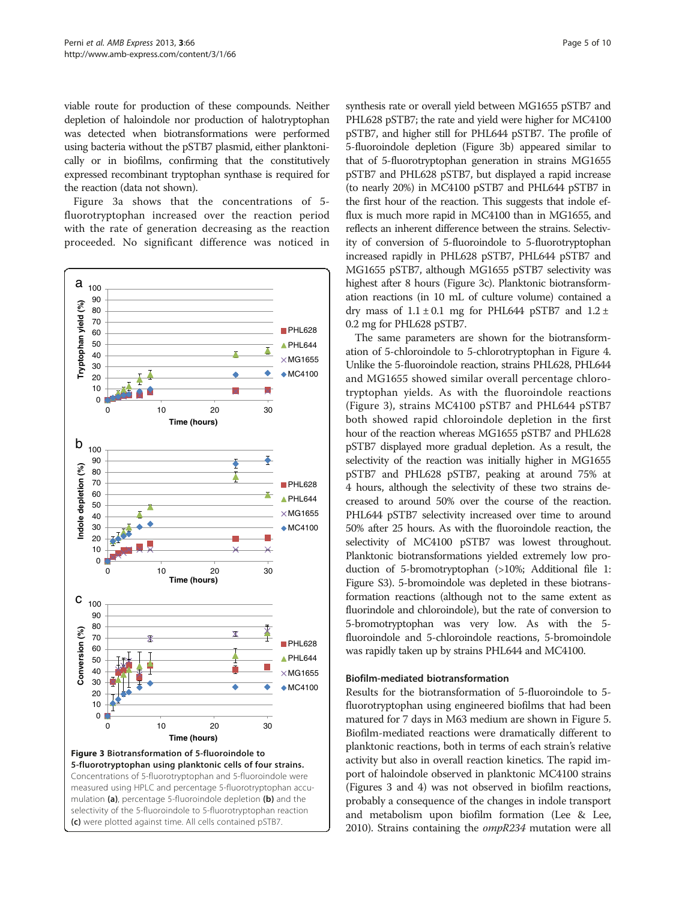viable route for production of these compounds. Neither depletion of haloindole nor production of halotryptophan was detected when biotransformations were performed using bacteria without the pSTB7 plasmid, either planktonically or in biofilms, confirming that the constitutively expressed recombinant tryptophan synthase is required for the reaction (data not shown).

Figure 3a shows that the concentrations of 5-fluorotryptophan increased over the reaction period with the rate of generation decreasing as the reaction proceeded. No significant difference was noticed in synthesis rate or overall yield between MG1655 pSTB7 and PHL628 pSTB7; the rate and yield were higher for MC4100 pSTB7, and higher still for PHL644 pSTB7. The profile of 5-fluoroindole depletion (Figure 3b) appeared similar to that of 5-fluorotryptophan generation in strains MG1655 pSTB7 and PHL628 pSTB7, but displayed a rapid increase (to nearly 20%) in MC4100 pSTB7 and PHL644 pSTB7 in the first hour of the reaction. This suggests that indole efflux is much more rapid in MC4100 than in MG1655, and reflects an inherent difference between the strains. Selectivity of conversion of 5-fluoroindole to 5-fluorotryptophan increased rapidly in PHL628 pSTB7, PHL644 pSTB7 and MG1655 pSTB7, although MG1655 pSTB7 selectivity was highest after 8 hours (Figure 3c). Planktonic biotransformation reactions (in 10 mL of culture volume) contained a dry mass of 1.1 ± 0.1 mg for PHL644 pSTB7 and 1.2 ± 0.2 mg for PHL628 pSTB7.

Figure 3 Biotransformation of 5-fluoroindole to 5-fluorotryptophan using planktonic cells of four strains. Concentrations of 5-fluorotryptophan and 5-fluoroindole were measured using HPLC and percentage 5-fluorotryptophan accumulation (a), percentage 5-fluoroindole depletion (b) and the selectivity of the 5-fluoroindole to 5-fluorotryptophan reaction (c) were plotted against time. All cells contained pSTB7.

The same parameters are shown for the biotransformation of 5-chloroindole to 5-chlorotryptophan in Figure 4. Unlike the 5-fluoroindole reaction, strains PHL628, PHL644 and MG1655 showed similar overall percentage chlorotryptophan yields. As with the fluoroindole reactions (Figure 3), strains MC4100 pSTB7 and PHL644 pSTB7 both showed rapid chloroindole depletion in the first hour of the reaction whereas MG1655 pSTB7 and PHL628 pSTB7 displayed more gradual depletion. As a result, the selectivity of the reaction was initially higher in MG1655 pSTB7 and PHL628 pSTB7, peaking at around 75% at 4 hours, although the selectivity of these two strains decreased to around 50% over the course of the reaction. PHL644 pSTB7 selectivity increased over time to around 50% after 25 hours. As with the fluoroindole reaction, the selectivity of MC4100 pSTB7 was lowest throughout. Planktonic biotransformations yielded extremely low production of 5-bromotryptophan (>10%; Additional file 1: Figure S3). 5-bromoindole was depleted in these biotransformation reactions (although not to the same extent as flurindole and chloroindole), but the rate of conversion to 5-bromotryptophan was very low. As with the 5-fluoroindole and 5-chloroindole reactions, 5-bromoindole was rapidly taken up by strains PHL644 and MC4100.

### Biofilm-mediated biotransformation

Results for the biotransformation of 5-fluoroindole to 5-fluorotryptophan using engineered biofilms that had been matured for 7 days in M63 medium are shown in Figure 5. Biofilm-mediated reactions were dramatically different to planktonic reactions, both in terms of each strain's relative activity but also in overall reaction kinetics. The rapid import of haloindole observed in planktonic MC4100 strains (Figures 3 and 4) was not observed in biofilm reactions, probably a consequence of the changes in indole transport and metabolism upon biofilm formation (Lee & Lee, 2010). Strains containing the *ompR234* mutation were all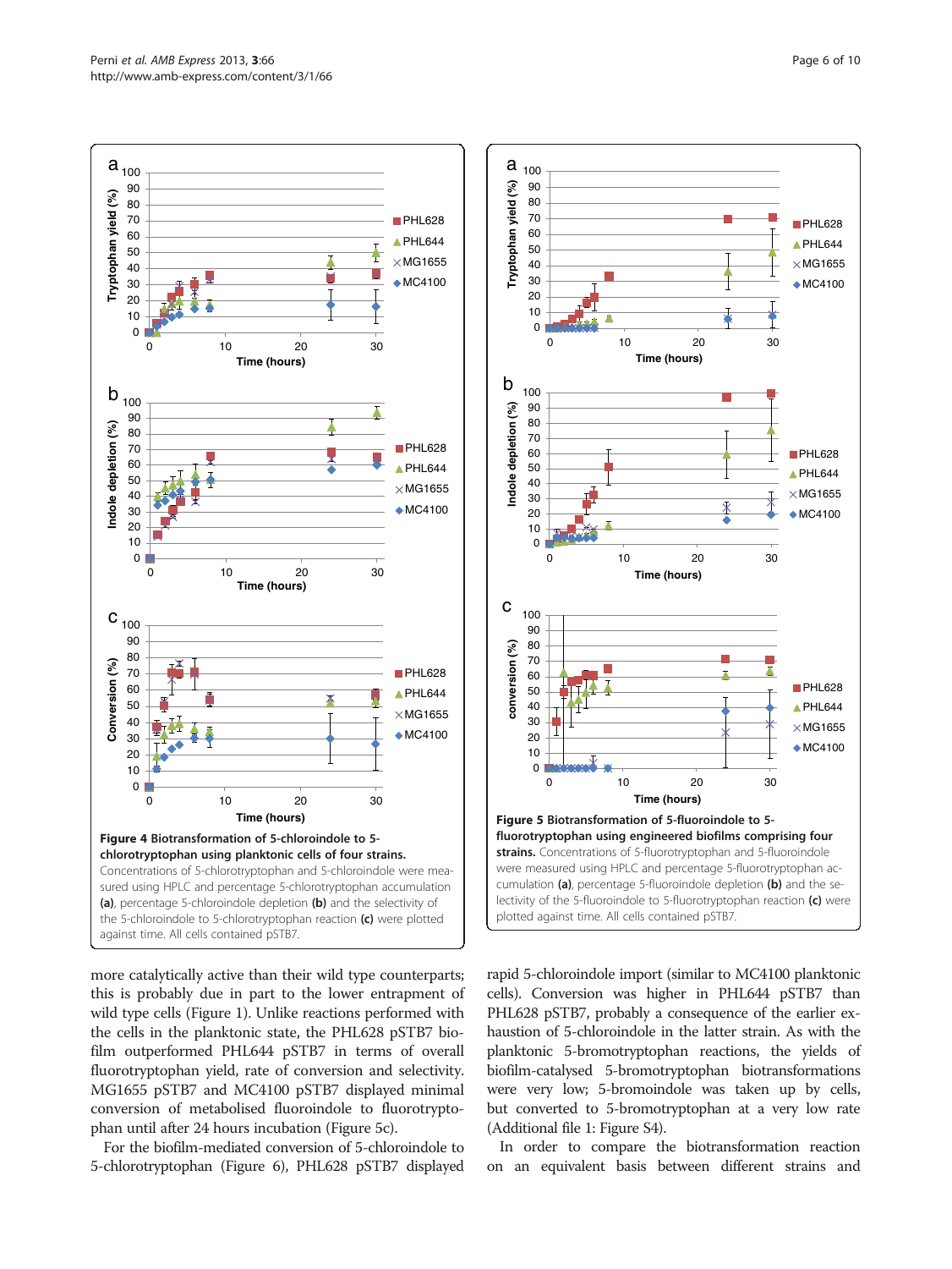**Figure 4 Biotransformation of 5-chloroindole to 5-chlorotryptophan using planktonic cells of four strains.** Concentrations of 5-chlorotryptophan and 5-chloroindole were measured using HPLC and percentage 5-chlorotryptophan accumulation **(a)**, percentage 5-chloroindole depletion **(b)** and the selectivity of the 5-chloroindole to 5-chlorotryptophan reaction **(c)** were plotted against time. All cells contained pSTB7.

**Figure 5 Biotransformation of 5-fluoroindole to 5-fluorotryptophan using engineered biofilms comprising four strains.** Concentrations of 5-fluorotryptophan and 5-fluoroindole were measured using HPLC and percentage 5-fluorotryptophan accumulation **(a)**, percentage 5-fluoroindole depletion **(b)** and the selectivity of the 5-fluoroindole to 5-fluorotryptophan reaction **(c)** were plotted against time. All cells contained pSTB7.

more catalytically active than their wild type counterparts; this is probably due in part to the lower entrapment of wild type cells (Figure 1). Unlike reactions performed with the cells in the planktonic state, the PHL628 pSTB7 biofilm outperformed PHL644 pSTB7 in terms of overall fluorotryptophan yield, rate of conversion and selectivity. MG1655 pSTB7 and MC4100 pSTB7 displayed minimal conversion of metabolised fluoroindole to fluorotryptophan until after 24 hours incubation (Figure 5c).

For the biofilm-mediated conversion of 5-chloroindole to 5-chlorotryptophan (Figure 6), PHL628 pSTB7 displayed rapid 5-chloroindole import (similar to MC4100 planktonic cells). Conversion was higher in PHL644 pSTB7 than PHL628 pSTB7, probably a consequence of the earlier exhaustion of 5-chloroindole in the latter strain. As with the planktonic 5-bromotryptophan reactions, the yields of biofilm-catalysed 5-bromotryptophan biotransformations were very low; 5-bromoindole was taken up by cells, but converted to 5-bromotryptophan at a very low rate (Additional file 1: Figure S4).

In order to compare the biotransformation reaction on an equivalent basis between different strains and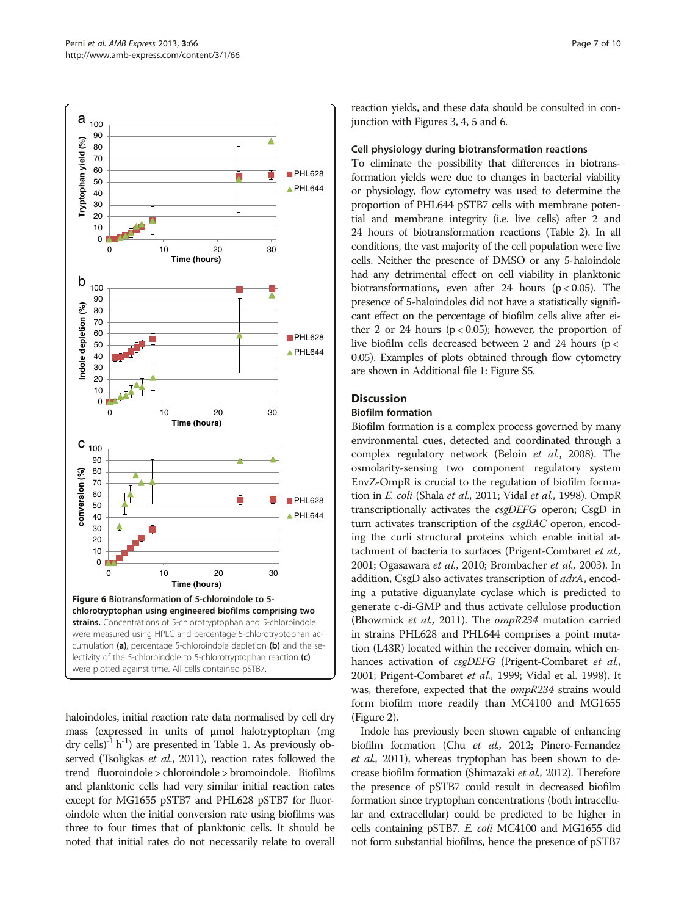**Figure 6 Biotransformation of 5-chloroindole to 5-chlorotryptophan using engineered biofilms comprising two strains.** Concentrations of 5-chlorotryptophan and 5-chloroindole were measured using HPLC and percentage 5-chlorotryptophan accumulation **(a)**, percentage 5-chloroindole depletion **(b)** and the selectivity of the 5-chloroindole to 5-chlorotryptophan reaction **(c)** were plotted against time. All cells contained pSTB7.

haloindoles, initial reaction rate data normalised by cell dry mass (expressed in units of μmol halotryptophan (mg dry cells)$^{-1}$ h$^{-1}$) are presented in Table 1. As previously observed (Tsoligkas *et al.*, 2011), reaction rates followed the trend fluoroindole > chloroindole > bromoindole. Biofilms and planktonic cells had very similar initial reaction rates except for MG1655 pSTB7 and PHL628 pSTB7 for fluoroindole when the initial conversion rate using biofilms was three to four times that of planktonic cells. It should be noted that initial rates do not necessarily relate to overall reaction yields, and these data should be consulted in conjunction with Figures 3, 4, 5 and 6.

### Cell physiology during biotransformation reactions

To eliminate the possibility that differences in biotransformation yields were due to changes in bacterial viability or physiology, flow cytometry was used to determine the proportion of PHL644 pSTB7 cells with membrane potential and membrane integrity (i.e. live cells) after 2 and 24 hours of biotransformation reactions (Table 2). In all conditions, the vast majority of the cell population were live cells. Neither the presence of DMSO or any 5-haloindole had any detrimental effect on cell viability in planktonic biotransformations, even after 24 hours ($p < 0.05$). The presence of 5-haloindoles did not have a statistically significant effect on the percentage of biofilm cells alive after either 2 or 24 hours ($p < 0.05$); however, the proportion of live biofilm cells decreased between 2 and 24 hours ($p < 0.05$). Examples of plots obtained through flow cytometry are shown in Additional file 1: Figure S5.

## Discussion

### Biofilm formation

Biofilm formation is a complex process governed by many environmental cues, detected and coordinated through a complex regulatory network (Beloin *et al.*, 2008). The osmolarity-sensing two component regulatory system EnvZ-OmpR is crucial to the regulation of biofilm formation in *E. coli* (Shala *et al.*, 2011; Vidal *et al.*, 1998). OmpR transcriptionally activates the *csgDEFG* operon; CsgD in turn activates transcription of the *csgBAC* operon, encoding the curli structural proteins which enable initial attachment of bacteria to surfaces (Prigent-Combaret *et al.*, 2001; Ogasawara *et al.*, 2010; Brombacher *et al.*, 2003). In addition, CsgD also activates transcription of *adrA*, encoding a putative diguanylate cyclase which is predicted to generate c-di-GMP and thus activate cellulose production (Bhowmick *et al.*, 2011). The *ompR234* mutation carried in strains PHL628 and PHL644 comprises a point mutation (L43R) located within the receiver domain, which enhances activation of *csgDEFG* (Prigent-Combaret *et al.*, 2001; Prigent-Combaret *et al.*, 1999; Vidal et al. 1998). It was, therefore, expected that the *ompR234* strains would form biofilm more readily than MC4100 and MG1655 (Figure 2).

Indole has previously been shown capable of enhancing biofilm formation (Chu *et al.*, 2012; Pinero-Fernandez *et al.*, 2011), whereas tryptophan has been shown to decrease biofilm formation (Shimazaki *et al.*, 2012). Therefore the presence of pSTB7 could result in decreased biofilm formation since tryptophan concentrations (both intracellular and extracellular) could be predicted to be higher in cells containing pSTB7. *E. coli* MC4100 and MG1655 did not form substantial biofilms, hence the presence of pSTB7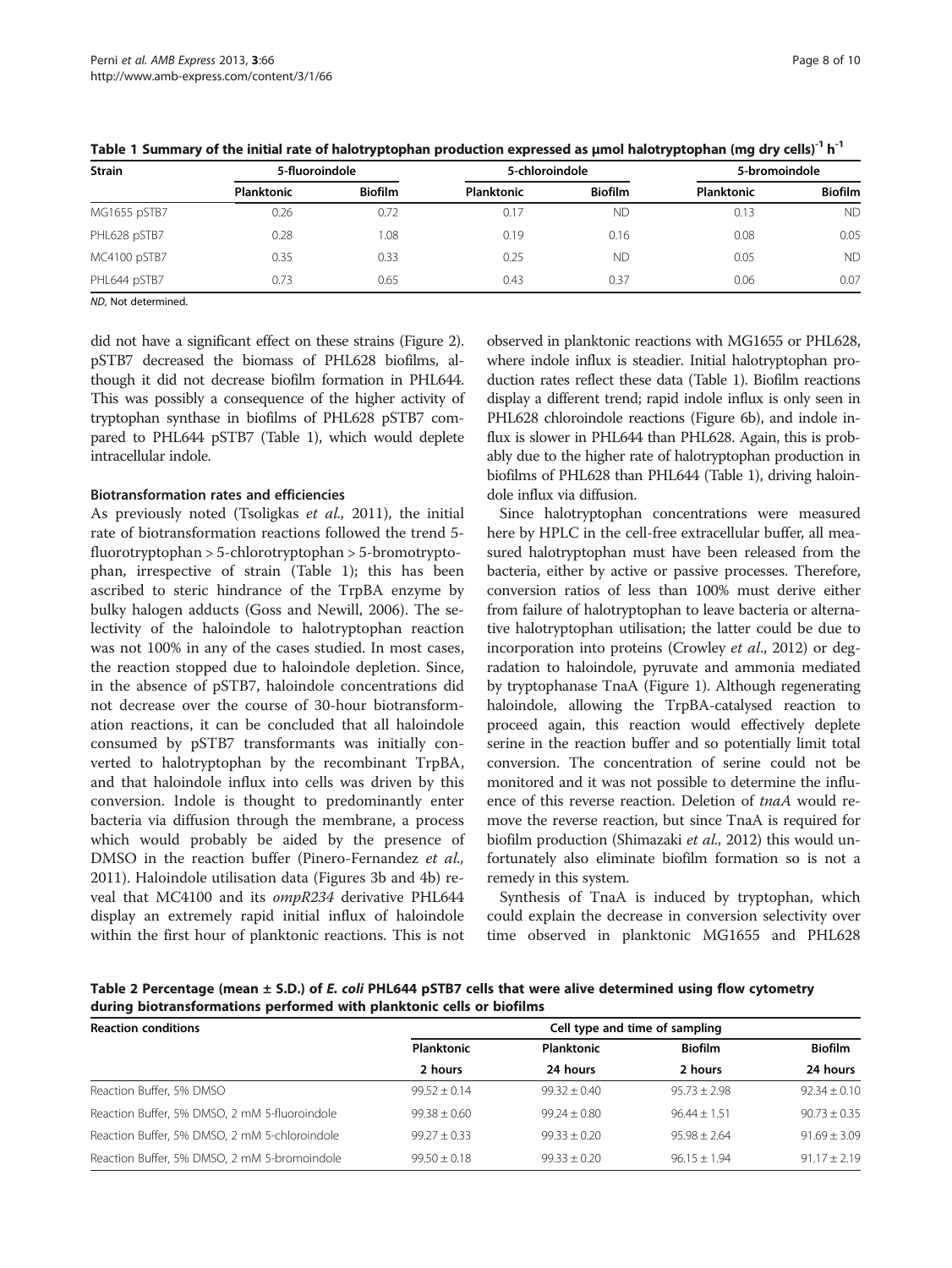**Table 1 Summary of the initial rate of halotryptophan production expressed as μmol halotryptophan (mg dry cells)$^{-1}$ h$^{-1}$**

| Strain | 5-fluoroindole | | 5-chloroindole | | 5-bromoindole | |
|---|---|---|---|---|---|---|
| | Planktonic | Biofilm | Planktonic | Biofilm | Planktonic | Biofilm |
| MG1655 pSTB7 | 0.26 | 0.72 | 0.17 | ND | 0.13 | ND |
| PHL628 pSTB7 | 0.28 | 1.08 | 0.19 | 0.16 | 0.08 | 0.05 |
| MC4100 pSTB7 | 0.35 | 0.33 | 0.25 | ND | 0.05 | ND |
| PHL644 pSTB7 | 0.73 | 0.65 | 0.43 | 0.37 | 0.06 | 0.07 |

*ND*, Not determined.

did not have a significant effect on these strains (Figure 2). pSTB7 decreased the biomass of PHL628 biofilms, although it did not decrease biofilm formation in PHL644. This was possibly a consequence of the higher activity of tryptophan synthase in biofilms of PHL628 pSTB7 compared to PHL644 pSTB7 (Table 1), which would deplete intracellular indole.

### Biotransformation rates and efficiencies

As previously noted (Tsoligkas *et al.,* 2011), the initial rate of biotransformation reactions followed the trend 5-fluorotryptophan > 5-chlorotryptophan > 5-bromotryptophan, irrespective of strain (Table 1); this has been ascribed to steric hindrance of the TrpBA enzyme by bulky halogen adducts (Goss and Newill, 2006). The selectivity of the haloindole to halotryptophan reaction was not 100% in any of the cases studied. In most cases, the reaction stopped due to haloindole depletion. Since, in the absence of pSTB7, haloindole concentrations did not decrease over the course of 30-hour biotransformation reactions, it can be concluded that all haloindole consumed by pSTB7 transformants was initially converted to halotryptophan by the recombinant TrpBA, and that haloindole influx into cells was driven by this conversion. Indole is thought to predominantly enter bacteria via diffusion through the membrane, a process which would probably be aided by the presence of DMSO in the reaction buffer (Pinero-Fernandez *et al.,* 2011). Haloindole utilisation data (Figures 3b and 4b) reveal that MC4100 and its *ompR234* derivative PHL644 display an extremely rapid initial influx of haloindole within the first hour of planktonic reactions. This is not observed in planktonic reactions with MG1655 or PHL628, where indole influx is steadier. Initial halotryptophan production rates reflect these data (Table 1). Biofilm reactions display a different trend; rapid indole influx is only seen in PHL628 chloroindole reactions (Figure 6b), and indole influx is slower in PHL644 than PHL628. Again, this is probably due to the higher rate of halotryptophan production in biofilms of PHL628 than PHL644 (Table 1), driving haloindole influx via diffusion.

Since halotryptophan concentrations were measured here by HPLC in the cell-free extracellular buffer, all measured halotryptophan must have been released from the bacteria, either by active or passive processes. Therefore, conversion ratios of less than 100% must derive either from failure of halotryptophan to leave bacteria or alternative halotryptophan utilisation; the latter could be due to incorporation into proteins (Crowley *et al*., 2012) or degradation to haloindole, pyruvate and ammonia mediated by tryptophanase TnaA (Figure 1). Although regenerating haloindole, allowing the TrpBA-catalysed reaction to proceed again, this reaction would effectively deplete serine in the reaction buffer and so potentially limit total conversion. The concentration of serine could not be monitored and it was not possible to determine the influence of this reverse reaction. Deletion of *tnaA* would remove the reverse reaction, but since TnaA is required for biofilm production (Shimazaki *et al.,* 2012) this would unfortunately also eliminate biofilm formation so is not a remedy in this system.

Synthesis of TnaA is induced by tryptophan, which could explain the decrease in conversion selectivity over time observed in planktonic MG1655 and PHL628

**Table 2 Percentage (mean ± S.D.) of *E. coli* PHL644 pSTB7 cells that were alive determined using flow cytometry during biotransformations performed with planktonic cells or biofilms**

| Reaction conditions | Cell type and time of sampling | | | |
|---|---|---|---|---|
| | Planktonic | Planktonic | Biofilm | Biofilm |
| | 2 hours | 24 hours | 2 hours | 24 hours |
| Reaction Buffer, 5% DMSO | 99.52 ± 0.14 | 99.32 ± 0.40 | 95.73 ± 2.98 | 92.34 ± 0.10 |
| Reaction Buffer, 5% DMSO, 2 mM 5-fluoroindole | 99.38 ± 0.60 | 99.24 ± 0.80 | 96.44 ± 1.51 | 90.73 ± 0.35 |
| Reaction Buffer, 5% DMSO, 2 mM 5-chloroindole | 99.27 ± 0.33 | 99.33 ± 0.20 | 95.98 ± 2.64 | 91.69 ± 3.09 |
| Reaction Buffer, 5% DMSO, 2 mM 5-bromoindole | 99.50 ± 0.18 | 99.33 ± 0.20 | 96.15 ± 1.94 | 91.17 ± 2.19 |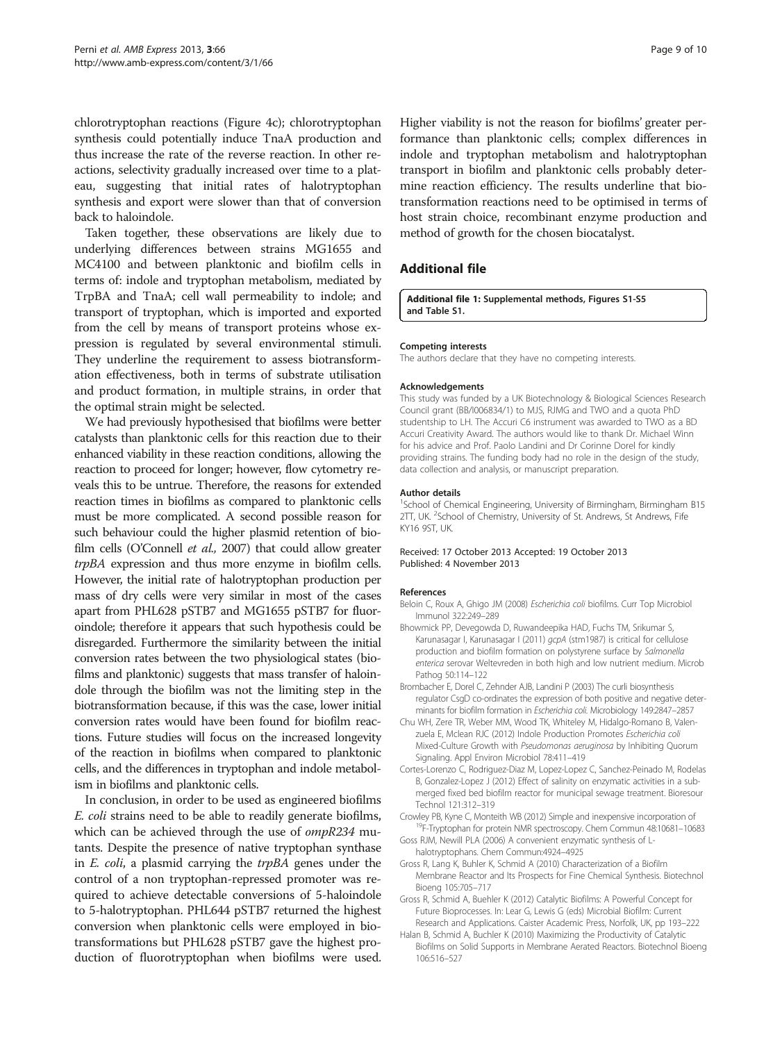chlorotryptophan reactions (Figure 4c); chlorotryptophan synthesis could potentially induce TnaA production and thus increase the rate of the reverse reaction. In other reactions, selectivity gradually increased over time to a plateau, suggesting that initial rates of halotryptophan synthesis and export were slower than that of conversion back to haloindole.

Taken together, these observations are likely due to underlying differences between strains MG1655 and MC4100 and between planktonic and biofilm cells in terms of: indole and tryptophan metabolism, mediated by TrpBA and TnaA; cell wall permeability to indole; and transport of tryptophan, which is imported and exported from the cell by means of transport proteins whose expression is regulated by several environmental stimuli. They underline the requirement to assess biotransformation effectiveness, both in terms of substrate utilisation and product formation, in multiple strains, in order that the optimal strain might be selected.

We had previously hypothesised that biofilms were better catalysts than planktonic cells for this reaction due to their enhanced viability in these reaction conditions, allowing the reaction to proceed for longer; however, flow cytometry reveals this to be untrue. Therefore, the reasons for extended reaction times in biofilms as compared to planktonic cells must be more complicated. A second possible reason for such behaviour could the higher plasmid retention of biofilm cells (O'Connell *et al.,* 2007) that could allow greater *trpBA* expression and thus more enzyme in biofilm cells. However, the initial rate of halotryptophan production per mass of dry cells were very similar in most of the cases apart from PHL628 pSTB7 and MG1655 pSTB7 for fluoroindole; therefore it appears that such hypothesis could be disregarded. Furthermore the similarity between the initial conversion rates between the two physiological states (biofilms and planktonic) suggests that mass transfer of haloindole through the biofilm was not the limiting step in the biotransformation because, if this was the case, lower initial conversion rates would have been found for biofilm reactions. Future studies will focus on the increased longevity of the reaction in biofilms when compared to planktonic cells, and the differences in tryptophan and indole metabolism in biofilms and planktonic cells.

In conclusion, in order to be used as engineered biofilms *E. coli* strains need to be able to readily generate biofilms, which can be achieved through the use of *ompR234* mutants. Despite the presence of native tryptophan synthase in *E. coli*, a plasmid carrying the *trpBA* genes under the control of a non tryptophan-repressed promoter was required to achieve detectable conversions of 5-haloindole to 5-halotryptophan. PHL644 pSTB7 returned the highest conversion when planktonic cells were employed in biotransformations but PHL628 pSTB7 gave the highest production of fluorotryptophan when biofilms were used. Higher viability is not the reason for biofilms' greater performance than planktonic cells; complex differences in indole and tryptophan metabolism and halotryptophan transport in biofilm and planktonic cells probably determine reaction efficiency. The results underline that biotransformation reactions need to be optimised in terms of host strain choice, recombinant enzyme production and method of growth for the chosen biocatalyst.

## Additional file

**Additional file 1: Supplemental methods, Figures S1-S5 and Table S1.**

#### Competing interests

The authors declare that they have no competing interests.

#### Acknowledgements

This study was funded by a UK Biotechnology & Biological Sciences Research Council grant (BB/I006834/1) to MJS, RJMG and TWO and a quota PhD studentship to LH. The Accuri C6 instrument was awarded to TWO as a BD Accuri Creativity Award. The authors would like to thank Dr. Michael Winn for his advice and Prof. Paolo Landini and Dr Corinne Dorel for kindly providing strains. The funding body had no role in the design of the study, data collection and analysis, or manuscript preparation.

#### Author details

[1]School of Chemical Engineering, University of Birmingham, Birmingham B15 2TT, UK. [2]School of Chemistry, University of St. Andrews, St Andrews, Fife KY16 9ST, UK.

Received: 17 October 2013 Accepted: 19 October 2013
Published: 4 November 2013

#### References

Beloin C, Roux A, Ghigo JM (2008) *Escherichia coli* biofilms. Curr Top Microbiol Immunol 322:249–289

Bhowmick PP, Devegowda D, Ruwandeepika HAD, Fuchs TM, Srikumar S, Karunasagar I, Karunasagar I (2011) *gcpA* (stm1987) is critical for cellulose production and biofilm formation on polystyrene surface by *Salmonella enterica* serovar Weltevreden in both high and low nutrient medium. Microb Pathog 50:114–122

Brombacher E, Dorel C, Zehnder AJB, Landini P (2003) The curli biosynthesis regulator CsgD co-ordinates the expression of both positive and negative determinants for biofilm formation in *Escherichia coli*. Microbiology 149:2847–2857

Chu WH, Zere TR, Weber MM, Wood TK, Whiteley M, Hidalgo-Romano B, Valenzuela E, Mclean RJC (2012) Indole Production Promotes *Escherichia coli* Mixed-Culture Growth with *Pseudomonas aeruginosa* by Inhibiting Quorum Signaling. Appl Environ Microbiol 78:411–419

Cortes-Lorenzo C, Rodriguez-Diaz M, Lopez-Lopez C, Sanchez-Peinado M, Rodelas B, Gonzalez-Lopez J (2012) Effect of salinity on enzymatic activities in a submerged fixed bed biofilm reactor for municipal sewage treatment. Bioresour Technol 121:312–319

Crowley PB, Kyne C, Monteith WB (2012) Simple and inexpensive incorporation of $^{19}$F-Tryptophan for protein NMR spectroscopy. Chem Commun 48:10681–10683

Goss RJM, Newill PLA (2006) A convenient enzymatic synthesis of L-halotryptophans. Chem Commun:4924–4925

Gross R, Lang K, Buhler K, Schmid A (2010) Characterization of a Biofilm Membrane Reactor and Its Prospects for Fine Chemical Synthesis. Biotechnol Bioeng 105:705–717

Gross R, Schmid A, Buehler K (2012) Catalytic Biofilms: A Powerful Concept for Future Bioprocesses. In: Lear G, Lewis G (eds) Microbial Biofilm: Current Research and Applications. Caister Academic Press, Norfolk, UK, pp 193–222

Halan B, Schmid A, Buchler K (2010) Maximizing the Productivity of Catalytic Biofilms on Solid Supports in Membrane Aerated Reactors. Biotechnol Bioeng 106:516–527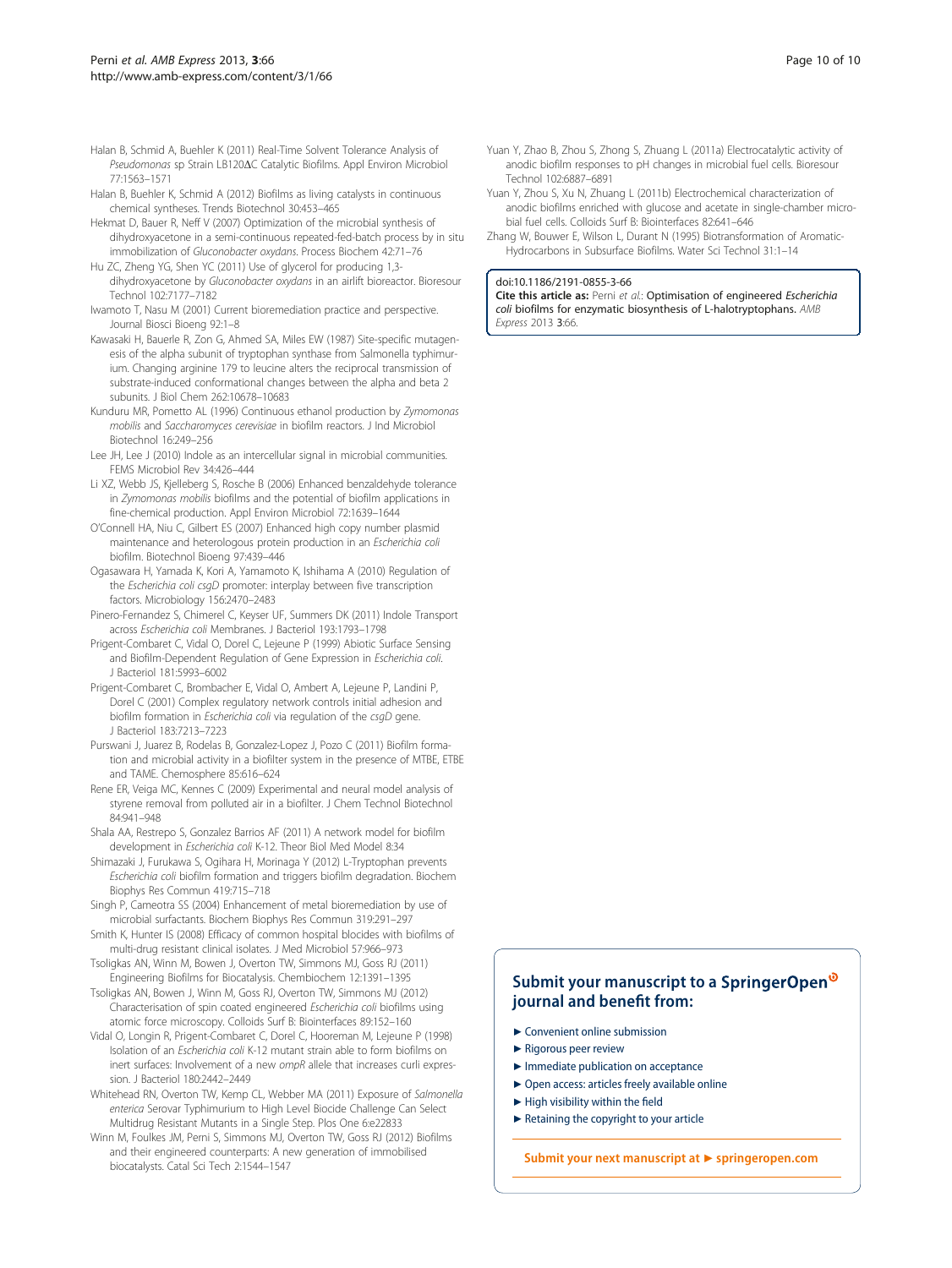Halan B, Schmid A, Buehler K (2011) Real-Time Solvent Tolerance Analysis of *Pseudomonas* sp Strain LB120ΔC Catalytic Biofilms. Appl Environ Microbiol 77:1563–1571

Halan B, Buehler K, Schmid A (2012) Biofilms as living catalysts in continuous chemical syntheses. Trends Biotechnol 30:453–465

Hekmat D, Bauer R, Neff V (2007) Optimization of the microbial synthesis of dihydroxyacetone in a semi-continuous repeated-fed-batch process by in situ immobilization of *Gluconobacter oxydans*. Process Biochem 42:71–76

Hu ZC, Zheng YG, Shen YC (2011) Use of glycerol for producing 1,3-dihydroxyacetone by *Gluconobacter oxydans* in an airlift bioreactor. Bioresour Technol 102:7177–7182

Iwamoto T, Nasu M (2001) Current bioremediation practice and perspective. Journal Biosci Bioeng 92:1–8

Kawasaki H, Bauerle R, Zon G, Ahmed SA, Miles EW (1987) Site-specific mutagenesis of the alpha subunit of tryptophan synthase from Salmonella typhimurium. Changing arginine 179 to leucine alters the reciprocal transmission of substrate-induced conformational changes between the alpha and beta 2 subunits. J Biol Chem 262:10678–10683

Kunduru MR, Pometto AL (1996) Continuous ethanol production by *Zymomonas mobilis* and *Saccharomyces cerevisiae* in biofilm reactors. J Ind Microbiol Biotechnol 16:249–256

Lee JH, Lee J (2010) Indole as an intercellular signal in microbial communities. FEMS Microbiol Rev 34:426–444

Li XZ, Webb JS, Kjelleberg S, Rosche B (2006) Enhanced benzaldehyde tolerance in *Zymomonas mobilis* biofilms and the potential of biofilm applications in fine-chemical production. Appl Environ Microbiol 72:1639–1644

O'Connell HA, Niu C, Gilbert ES (2007) Enhanced high copy number plasmid maintenance and heterologous protein production in an *Escherichia coli* biofilm. Biotechnol Bioeng 97:439–446

Ogasawara H, Yamada K, Kori A, Yamamoto K, Ishihama A (2010) Regulation of the *Escherichia coli csgD* promoter: interplay between five transcription factors. Microbiology 156:2470–2483

Pinero-Fernandez S, Chimerel C, Keyser UF, Summers DK (2011) Indole Transport across *Escherichia coli* Membranes. J Bacteriol 193:1793–1798

Prigent-Combaret C, Vidal O, Dorel C, Lejeune P (1999) Abiotic Surface Sensing and Biofilm-Dependent Regulation of Gene Expression in *Escherichia coli*. J Bacteriol 181:5993–6002

Prigent-Combaret C, Brombacher E, Vidal O, Ambert A, Lejeune P, Landini P, Dorel C (2001) Complex regulatory network controls initial adhesion and biofilm formation in *Escherichia coli* via regulation of the *csgD* gene. J Bacteriol 183:7213–7223

Purswani J, Juarez B, Rodelas B, Gonzalez-Lopez J, Pozo C (2011) Biofilm formation and microbial activity in a biofilter system in the presence of MTBE, ETBE and TAME. Chemosphere 85:616–624

Rene ER, Veiga MC, Kennes C (2009) Experimental and neural model analysis of styrene removal from polluted air in a biofilter. J Chem Technol Biotechnol 84:941–948

Shala AA, Restrepo S, Gonzalez Barrios AF (2011) A network model for biofilm development in *Escherichia coli* K-12. Theor Biol Med Model 8:34

Shimazaki J, Furukawa S, Ogihara H, Morinaga Y (2012) L-Tryptophan prevents *Escherichia coli* biofilm formation and triggers biofilm degradation. Biochem Biophys Res Commun 419:715–718

Singh P, Cameotra SS (2004) Enhancement of metal bioremediation by use of microbial surfactants. Biochem Biophys Res Commun 319:291–297

Smith K, Hunter IS (2008) Efficacy of common hospital biocides with biofilms of multi-drug resistant clinical isolates. J Med Microbiol 57:966–973

Tsoligkas AN, Winn M, Bowen J, Overton TW, Simmons MJ, Goss RJ (2011) Engineering Biofilms for Biocatalysis. Chembiochem 12:1391–1395

Tsoligkas AN, Bowen J, Winn M, Goss RJ, Overton TW, Simmons MJ (2012) Characterisation of spin coated engineered *Escherichia coli* biofilms using atomic force microscopy. Colloids Surf B: Biointerfaces 89:152–160

Vidal O, Longin R, Prigent-Combaret C, Dorel C, Hooreman M, Lejeune P (1998) Isolation of an *Escherichia coli* K-12 mutant strain able to form biofilms on inert surfaces: Involvement of a new *ompR* allele that increases curli expression. J Bacteriol 180:2442–2449

Whitehead RN, Overton TW, Kemp CL, Webber MA (2011) Exposure of *Salmonella enterica* Serovar Typhimurium to High Level Biocide Challenge Can Select Multidrug Resistant Mutants in a Single Step. Plos One 6:e22833

Winn M, Foulkes JM, Perni S, Simmons MJ, Overton TW, Goss RJ (2012) Biofilms and their engineered counterparts: A new generation of immobilised biocatalysts. Catal Sci Tech 2:1544–1547

Yuan Y, Zhao B, Zhou S, Zhong S, Zhuang L (2011a) Electrocatalytic activity of anodic biofilm responses to pH changes in microbial fuel cells. Bioresour Technol 102:6887–6891

Yuan Y, Zhou S, Xu N, Zhuang L (2011b) Electrochemical characterization of anodic biofilms enriched with glucose and acetate in single-chamber microbial fuel cells. Colloids Surf B: Biointerfaces 82:641–646

Zhang W, Bouwer E, Wilson L, Durant N (1995) Biotransformation of Aromatic-Hydrocarbons in Subsurface Biofilms. Water Sci Technol 31:1–14

doi:10.1186/2191-0855-3-66

**Cite this article as:** Perni *et al.*: Optimisation of engineered *Escherichia coli* biofilms for enzymatic biosynthesis of L-halotryptophans. *AMB Express* 2013 **3**:66.

**Submit your manuscript to a SpringerOpen journal and benefit from:**

- ► Convenient online submission
- ► Rigorous peer review
- ► Immediate publication on acceptance
- ► Open access: articles freely available online
- ► High visibility within the field
- ► Retaining the copyright to your article

**Submit your next manuscript at ► springeropen.com**